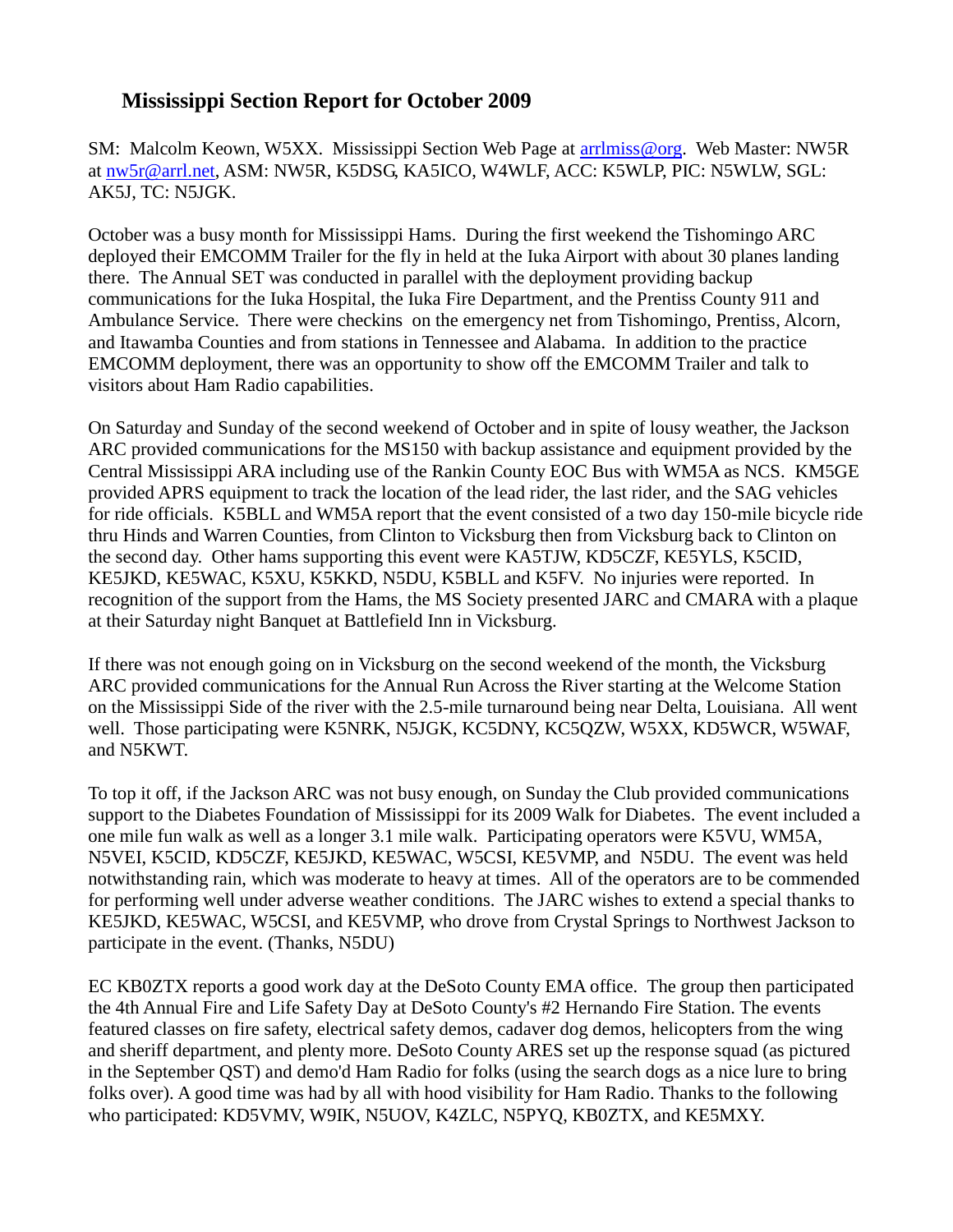## Mississippi Section Report for October 2009

SM: Malcolm Keown, W5XX. Mississippi Section Web Page at arrlmiss@org. Web Master: NW5R at nw5r@arrl.net, ASM: NW5R, K5DSG, KA5ICO, W4WLF, ACC: K5WLP, PIC: N5WLW, SGL: AK5J, TC: N5JGK.

October was a busy month for Mississippi Hams. During the first weekend the Tishomingo ARC deployed their EMCOMM Trailer for the fly in held at the Iuka Airport with about 30 planes landing there. The Annual SET was conducted in parallel with the deployment providing backup communications for the Iuka Hospital, the Iuka Fire Department, and the Prentiss County 911 and Ambulance Service. There were checkins on the emergency net from Tishomingo, Prentiss, Alcorn, and Itawamba Counties and from stations in Tennessee and Alabama. In addition to the practice EMCOMM deployment, there was an opportunity to show off the EMCOMM Trailer and talk to visitors about Ham Radio capabilities.

On Saturday and Sunday of the second weekend of October and in spite of lousy weather, the Jackson ARC provided communications for the MS150 with backup assistance and equipment provided by the Central Mississippi ARA including use of the Rankin County EOC Bus with WM5A as NCS. KM5GE provided APRS equipment to track the location of the lead rider, the last rider, and the SAG vehicles for ride officials. K5BLL and WM5A report that the event consisted of a two day 150-mile bicycle ride thru Hinds and Warren Counties, from Clinton to Vicksburg then from Vicksburg back to Clinton on the second day. Other hams supporting this event were KA5TJW, KD5CZF, KE5YLS, K5CID, KE5JKD, KE5WAC, K5XU, K5KKD, N5DU, K5BLL and K5FV. No injuries were reported. In recognition of the support from the Hams, the MS Society presented JARC and CMARA with a plaque at their Saturday night Banquet at Battlefield Inn in Vicksburg.

If there was not enough going on in Vicksburg on the second weekend of the month, the Vicksburg ARC provided communications for the Annual Run Across the River starting at the Welcome Station on the Mississippi Side of the river with the 2.5-mile turnaround being near Delta, Louisiana. All went well. Those participating were K5NRK, N5JGK, KC5DNY, KC5QZW, W5XX, KD5WCR, W5WAF, and N5KWT.

To top it off, if the Jackson ARC was not busy enough, on Sunday the Club provided communications support to the Diabetes Foundation of Mississippi for its 2009 Walk for Diabetes. The event included a one mile fun walk as well as a longer 3.1 mile walk. Participating operators were K5VU, WM5A, N5VEI, K5CID, KD5CZF, KE5JKD, KE5WAC, W5CSI, KE5VMP, and N5DU. The event was held notwithstanding rain, which was moderate to heavy at times. All of the operators are to be commended for performing well under adverse weather conditions. The JARC wishes to extend a special thanks to KE5JKD, KE5WAC, W5CSI, and KE5VMP, who drove from Crystal Springs to Northwest Jackson to participate in the event. (Thanks, N5DU)

EC KB0ZTX reports a good work day at the DeSoto County EMA office. The group then participated the 4th Annual Fire and Life Safety Day at DeSoto County's #2 Hernando Fire Station. The events featured classes on fire safety, electrical safety demos, cadaver dog demos, helicopters from the wing and sheriff department, and plenty more. DeSoto County ARES set up the response squad (as pictured in the September QST) and demo'd Ham Radio for folks (using the search dogs as a nice lure to bring folks over). A good time was had by all with hood visibility for Ham Radio. Thanks to the following who participated: KD5VMV, W9IK, N5UOV, K4ZLC, N5PYQ, KB0ZTX, and KE5MXY.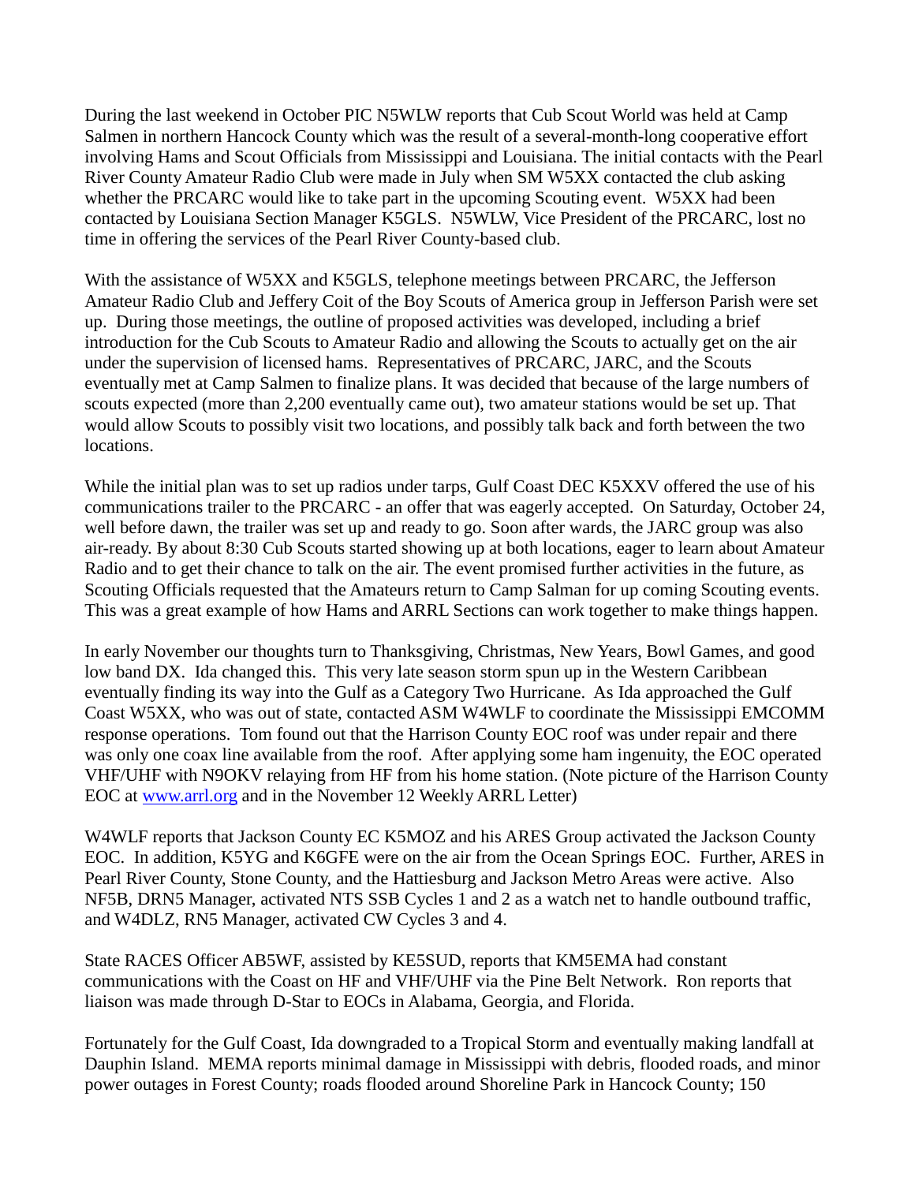During the last weekend in October PIC N5WLW reports that Cub Scout World was held at Camp Salmen in northern Hancock County which was the result of a several-month-long cooperative effort involving Hams and Scout Officials from Mississippi and Louisiana. The initial contacts with the Pearl River County Amateur Radio Club were made in July when SM W5XX contacted the club asking whether the PRCARC would like to take part in the upcoming Scouting event. W5XX had been contacted by Louisiana Section Manager K5GLS. N5WLW, Vice President of the PRCARC, lost no time in offering the services of the Pearl River County-based club.

With the assistance of W5XX and K5GLS, telephone meetings between PRCARC, the Jefferson Amateur Radio Club and Jeffery Coit of the Boy Scouts of America group in Jefferson Parish were set up. During those meetings, the outline of proposed activities was developed, including a brief introduction for the Cub Scouts to Amateur Radio and allowing the Scouts to actually get on the air under the supervision of licensed hams. Representatives of PRCARC, JARC, and the Scouts eventually met at Camp Salmen to finalize plans. It was decided that because of the large numbers of scouts expected (more than 2,200 eventually came out), two amateur stations would be set up. That would allow Scouts to possibly visit two locations, and possibly talk back and forth between the two locations.

While the initial plan was to set up radios under tarps, Gulf Coast DEC K5XXV offered the use of his communications trailer to the PRCARC - an offer that was eagerly accepted. On Saturday, October 24, well before dawn, the trailer was set up and ready to go. Soon after wards, the JARC group was also air-ready. By about 8:30 Cub Scouts started showing up at both locations, eager to learn about Amateur Radio and to get their chance to talk on the air. The event promised further activities in the future, as Scouting Officials requested that the Amateurs return to Camp Salman for up coming Scouting events. This was a great example of how Hams and ARRL Sections can work together to make things happen.

In early November our thoughts turn to Thanksgiving, Christmas, New Years, Bowl Games, and good low band DX. Ida changed this. This very late season storm spun up in the Western Caribbean eventually finding its way into the Gulf as a Category Two Hurricane. As Ida approached the Gulf Coast W5XX, who was out of state, contacted ASM W4WLF to coordinate the Mississippi EMCOMM response operations. Tom found out that the Harrison County EOC roof was under repair and there was only one coax line available from the roof. After applying some ham ingenuity, the EOC operated VHF/UHF with N9OKV relaying from HF from his home station. (Note picture of the Harrison County EOC at [www.arrl.org](http://www.arrl.org) and in the November 12 Weekly ARRL Letter)

W4WLF reports that Jackson County EC K5MOZ and his ARES Group activated the Jackson County EOC. In addition, K5YG and K6GFE were on the air from the Ocean Springs EOC. Further, ARES in Pearl River County, Stone County, and the Hattiesburg and Jackson Metro Areas were active. Also NF5B, DRN5 Manager, activated NTS SSB Cycles 1 and 2 as a watch net to handle outbound traffic, and W4DLZ, RN5 Manager, activated CW Cycles 3 and 4.

State RACES Officer AB5WF, assisted by KE5SUD, reports that KM5EMA had constant communications with the Coast on HF and VHF/UHF via the Pine Belt Network. Ron reports that liaison was made through D-Star to EOCs in Alabama, Georgia, and Florida.

Fortunately for the Gulf Coast, Ida downgraded to a Tropical Storm and eventually making landfall at Dauphin Island. MEMA reports minimal damage in Mississippi with debris, flooded roads, and minor power outages in Forest County; roads flooded around Shoreline Park in Hancock County; 150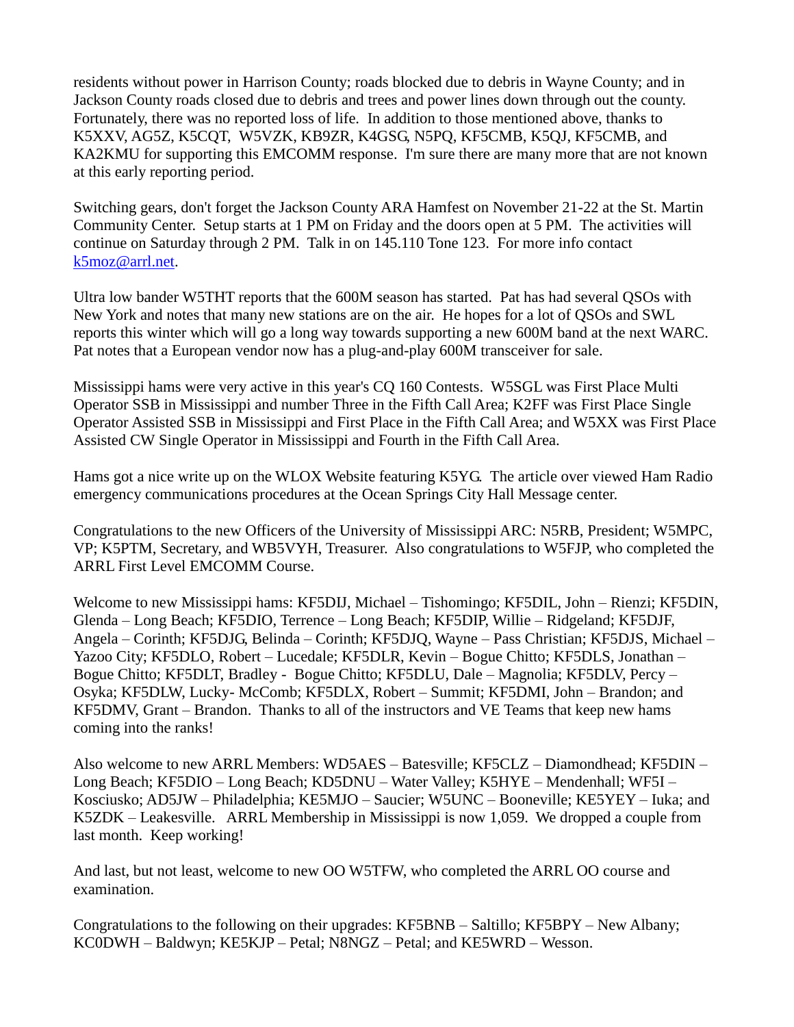residents without power in Harrison County; roads blocked due to debris in Wayne County; and in Jackson County roads closed due to debris and trees and power lines down through out the county. Fortunately, there was no reported loss of life. In addition to those mentioned above, thanks to K5XXV, AG5Z, K5CQT, W5VZK, KB9ZR, K4GSG, N5PQ, KF5CMB, K5QJ, KF5CMB, and KA2KMU for supporting this EMCOMM response. I'm sure there are many more that are not known at this early reporting period.

Switching gears, don't forget the Jackson County ARA Hamfest on November 21-22 at the St. Martin Community Center. Setup starts at 1 PM on Friday and the doors open at 5 PM. The activities will continue on Saturday through 2 PM. Talk in on 145.110 Tone 123. For more info contact k5moz@arrl.net.

Ultra low bander W5THT reports that the 600M season has started. Pat has had several QSOs with New York and notes that many new stations are on the air. He hopes for a lot of QSOs and SWL reports this winter which will go a long way towards supporting a new 600M band at the next WARC. Pat notes that a European vendor now has a plug-and-play 600M transceiver for sale.

Mississippi hams were very active in this year's CQ 160 Contests. W5SGL was First Place Multi Operator SSB in Mississippi and number Three in the Fifth Call Area; K2FF was First Place Single Operator Assisted SSB in Mississippi and First Place in the Fifth Call Area; and W5XX was First Place Assisted CW Single Operator in Mississippi and Fourth in the Fifth Call Area.

Hams got a nice write up on the WLOX Website featuring K5YG. The article over viewed Ham Radio emergency communications procedures at the Ocean Springs City Hall Message center.

Congratulations to the new Officers of the University of Mississippi ARC: N5RB, President; W5MPC, VP; K5PTM, Secretary, and WB5VYH, Treasurer. Also congratulations to W5FJP, who completed the ARRL First Level EMCOMM Course.

Welcome to new Mississippi hams: KF5DIJ, Michael – Tishomingo; KF5DIL, John – Rienzi; KF5DIN, Glenda – Long Beach; KF5DIO, Terrence – Long Beach; KF5DIP, Willie – Ridgeland; KF5DJF, Angela – Corinth; KF5DJG, Belinda – Corinth; KF5DJQ, Wayne – Pass Christian; KF5DJS, Michael – Yazoo City; KF5DLO, Robert – Lucedale; KF5DLR, Kevin – Bogue Chitto; KF5DLS, Jonathan – Bogue Chitto; KF5DLT, Bradley - Bogue Chitto; KF5DLU, Dale – Magnolia; KF5DLV, Percy – Osyka; KF5DLW, Lucky- McComb; KF5DLX, Robert – Summit; KF5DMI, John – Brandon; and KF5DMV, Grant – Brandon. Thanks to all of the instructors and VE Teams that keep new hams coming into the ranks!

Also welcome to new ARRL Members: WD5AES – Batesville; KF5CLZ – Diamondhead; KF5DIN – Long Beach; KF5DIO – Long Beach; KD5DNU – Water Valley; K5HYE – Mendenhall; WF5I – Kosciusko; AD5JW – Philadelphia; KE5MJO – Saucier; W5UNC – Booneville; KE5YEY – Iuka; and K5ZDK – Leakesville. ARRL Membership in Mississippi is now 1,059. We dropped a couple from last month. Keep working!

And last, but not least, welcome to new OO W5TFW, who completed the ARRL OO course and examination.

Congratulations to the following on their upgrades: KF5BNB – Saltillo; KF5BPY – New Albany; KC0DWH – Baldwyn; KE5KJP – Petal; N8NGZ – Petal; and KE5WRD – Wesson.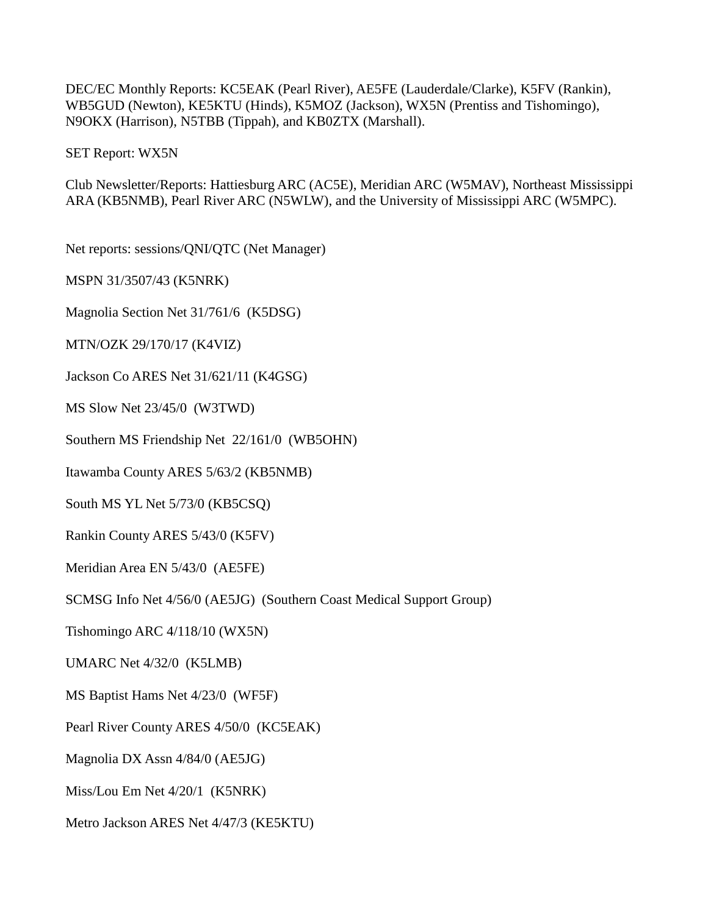DEC/EC Monthly Reports: KC5EAK (Pearl River), AE5FE (Lauderdale/Clarke), K5FV (Rankin), WB5GUD (Newton), KE5KTU (Hinds), K5MOZ (Jackson), WX5N (Prentiss and Tishomingo), N9OKX (Harrison), N5TBB (Tippah), and KB0ZTX (Marshall).

SET Report: WX5N

Club Newsletter/Reports: Hattiesburg ARC (AC5E), Meridian ARC (W5MAV), Northeast Mississippi ARA (KB5NMB), Pearl River ARC (N5WLW), and the University of Mississippi ARC (W5MPC).

Net reports: sessions/QNI/QTC (Net Manager)

MSPN 31/3507/43 (K5NRK)

Magnolia Section Net 31/761/6 (K5DSG)

MTN/OZK 29/170/17 (K4VIZ)

Jackson Co ARES Net 31/621/11 (K4GSG)

MS Slow Net 23/45/0 (W3TWD)

Southern MS Friendship Net 22/161/0 (WB5OHN)

Itawamba County ARES 5/63/2 (KB5NMB)

South MS YL Net 5/73/0 (KB5CSQ)

Rankin County ARES 5/43/0 (K5FV)

Meridian Area EN 5/43/0 (AE5FE)

SCMSG Info Net 4/56/0 (AE5JG) (Southern Coast Medical Support Group)

Tishomingo ARC 4/118/10 (WX5N)

UMARC Net 4/32/0 (K5LMB)

MS Baptist Hams Net 4/23/0 (WF5F)

Pearl River County ARES 4/50/0 (KC5EAK)

Magnolia DX Assn 4/84/0 (AE5JG)

Miss/Lou Em Net 4/20/1 (K5NRK)

Metro Jackson ARES Net 4/47/3 (KE5KTU)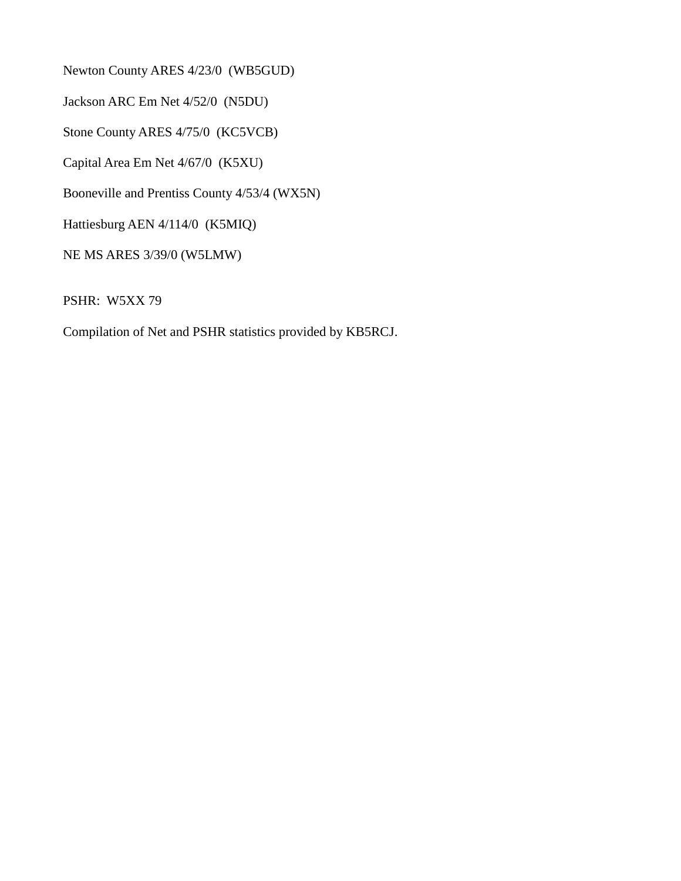Newton County ARES 4/23/0 (WB5GUD)

Jackson ARC Em Net 4/52/0 (N5DU)

Stone County ARES 4/75/0 (KC5VCB)

Capital Area Em Net 4/67/0 (K5XU)

Booneville and Prentiss County 4/53/4 (WX5N)

Hattiesburg AEN 4/114/0 (K5MIQ)

NE MS ARES 3/39/0 (W5LMW)

PSHR: W5XX 79

Compilation of Net and PSHR statistics provided by KB5RCJ.